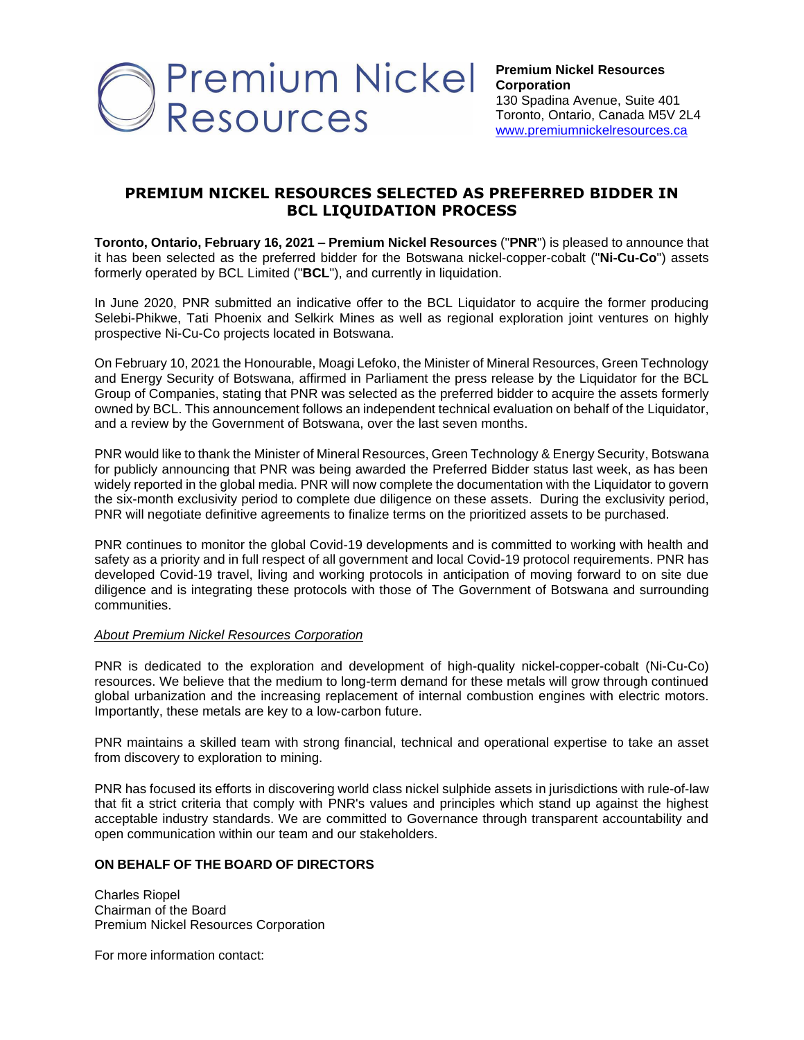Premium Nickel Resources

**Premium Nickel Resources Corporation**
130 Spadina Avenue, Suite 401
Toronto, Ontario, Canada M5V 2L4
www.premiumnickelresources.ca

# PREMIUM NICKEL RESOURCES SELECTED AS PREFERRED BIDDER IN BCL LIQUIDATION PROCESS

**Toronto, Ontario, February 16, 2021 – Premium Nickel Resources** ("**PNR**") is pleased to announce that it has been selected as the preferred bidder for the Botswana nickel-copper-cobalt ("**Ni-Cu-Co**") assets formerly operated by BCL Limited ("**BCL**"), and currently in liquidation.

In June 2020, PNR submitted an indicative offer to the BCL Liquidator to acquire the former producing Selebi-Phikwe, Tati Phoenix and Selkirk Mines as well as regional exploration joint ventures on highly prospective Ni-Cu-Co projects located in Botswana.

On February 10, 2021 the Honourable, Moagi Lefoko, the Minister of Mineral Resources, Green Technology and Energy Security of Botswana, affirmed in Parliament the press release by the Liquidator for the BCL Group of Companies, stating that PNR was selected as the preferred bidder to acquire the assets formerly owned by BCL. This announcement follows an independent technical evaluation on behalf of the Liquidator, and a review by the Government of Botswana, over the last seven months.

PNR would like to thank the Minister of Mineral Resources, Green Technology & Energy Security, Botswana for publicly announcing that PNR was being awarded the Preferred Bidder status last week, as has been widely reported in the global media. PNR will now complete the documentation with the Liquidator to govern the six-month exclusivity period to complete due diligence on these assets. During the exclusivity period, PNR will negotiate definitive agreements to finalize terms on the prioritized assets to be purchased.

PNR continues to monitor the global Covid-19 developments and is committed to working with health and safety as a priority and in full respect of all government and local Covid-19 protocol requirements. PNR has developed Covid-19 travel, living and working protocols in anticipation of moving forward to on site due diligence and is integrating these protocols with those of The Government of Botswana and surrounding communities.

*About Premium Nickel Resources Corporation*

PNR is dedicated to the exploration and development of high-quality nickel-copper-cobalt (Ni-Cu-Co) resources. We believe that the medium to long-term demand for these metals will grow through continued global urbanization and the increasing replacement of internal combustion engines with electric motors. Importantly, these metals are key to a low-carbon future.

PNR maintains a skilled team with strong financial, technical and operational expertise to take an asset from discovery to exploration to mining.

PNR has focused its efforts in discovering world class nickel sulphide assets in jurisdictions with rule-of-law that fit a strict criteria that comply with PNR's values and principles which stand up against the highest acceptable industry standards. We are committed to Governance through transparent accountability and open communication within our team and our stakeholders.

**ON BEHALF OF THE BOARD OF DIRECTORS**

Charles Riopel
Chairman of the Board
Premium Nickel Resources Corporation

For more information contact: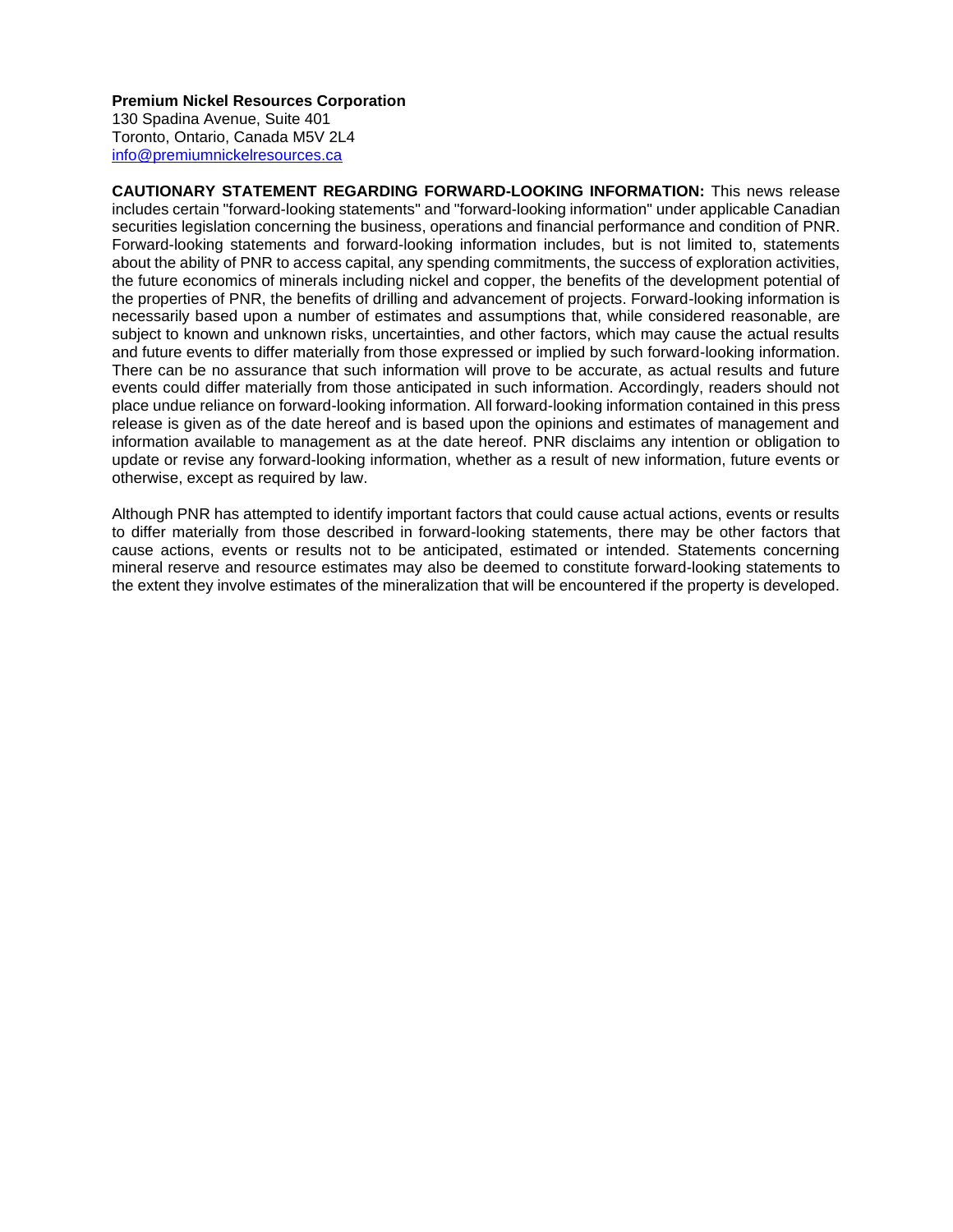**Premium Nickel Resources Corporation**
130 Spadina Avenue, Suite 401
Toronto, Ontario, Canada M5V 2L4
info@premiumnickelresources.ca

**CAUTIONARY STATEMENT REGARDING FORWARD-LOOKING INFORMATION:** This news release includes certain "forward-looking statements" and "forward-looking information" under applicable Canadian securities legislation concerning the business, operations and financial performance and condition of PNR. Forward-looking statements and forward-looking information includes, but is not limited to, statements about the ability of PNR to access capital, any spending commitments, the success of exploration activities, the future economics of minerals including nickel and copper, the benefits of the development potential of the properties of PNR, the benefits of drilling and advancement of projects. Forward-looking information is necessarily based upon a number of estimates and assumptions that, while considered reasonable, are subject to known and unknown risks, uncertainties, and other factors, which may cause the actual results and future events to differ materially from those expressed or implied by such forward-looking information. There can be no assurance that such information will prove to be accurate, as actual results and future events could differ materially from those anticipated in such information. Accordingly, readers should not place undue reliance on forward-looking information. All forward-looking information contained in this press release is given as of the date hereof and is based upon the opinions and estimates of management and information available to management as at the date hereof. PNR disclaims any intention or obligation to update or revise any forward-looking information, whether as a result of new information, future events or otherwise, except as required by law.

Although PNR has attempted to identify important factors that could cause actual actions, events or results to differ materially from those described in forward-looking statements, there may be other factors that cause actions, events or results not to be anticipated, estimated or intended. Statements concerning mineral reserve and resource estimates may also be deemed to constitute forward-looking statements to the extent they involve estimates of the mineralization that will be encountered if the property is developed.